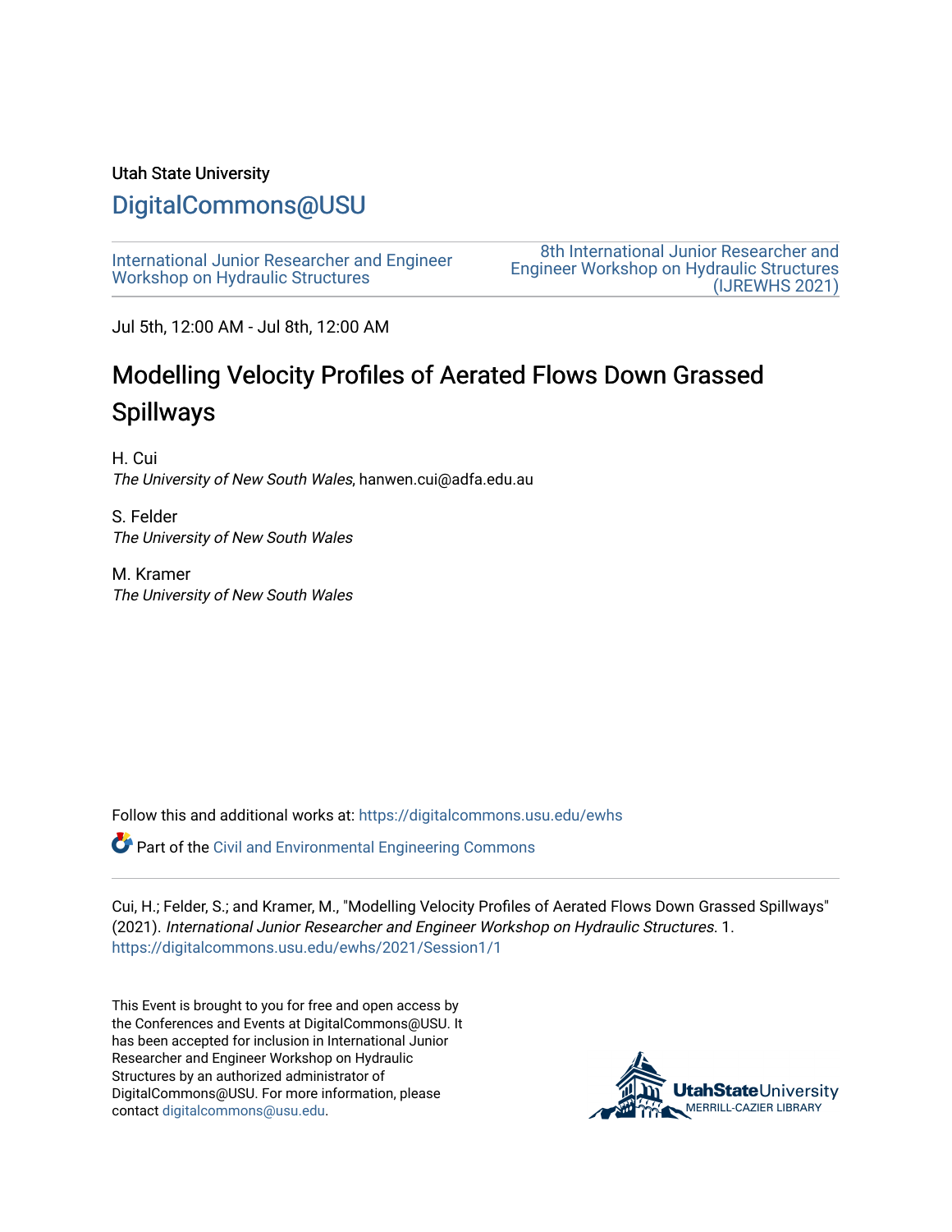Utah State University

DigitalCommons@USU

International Junior Researcher and Engineer Workshop on Hydraulic Structures

8th International Junior Researcher and Engineer Workshop on Hydraulic Structures (IJREWHS 2021)

Jul 5th, 12:00 AM - Jul 8th, 12:00 AM

# Modelling Velocity Profiles of Aerated Flows Down Grassed Spillways

H. Cui
*The University of New South Wales*, hanwen.cui@adfa.edu.au

S. Felder
*The University of New South Wales*

M. Kramer
*The University of New South Wales*

Follow this and additional works at: https://digitalcommons.usu.edu/ewhs

Part of the Civil and Environmental Engineering Commons

Cui, H.; Felder, S.; and Kramer, M., "Modelling Velocity Profiles of Aerated Flows Down Grassed Spillways" (2021). *International Junior Researcher and Engineer Workshop on Hydraulic Structures*. 1.
https://digitalcommons.usu.edu/ewhs/2021/Session1/1

This Event is brought to you for free and open access by the Conferences and Events at DigitalCommons@USU. It has been accepted for inclusion in International Junior Researcher and Engineer Workshop on Hydraulic Structures by an authorized administrator of DigitalCommons@USU. For more information, please contact digitalcommons@usu.edu.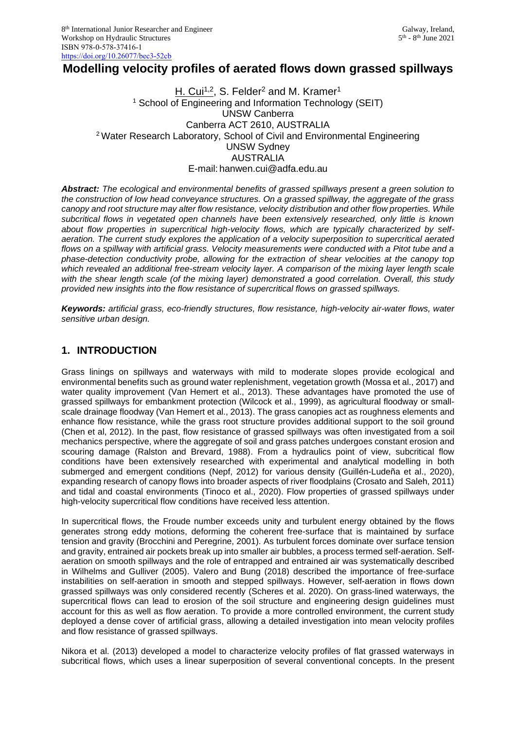# Modelling velocity profiles of aerated flows down grassed spillways

H. Cui[1,2], S. Felder[2] and M. Kramer[1]
[1] School of Engineering and Information Technology (SEIT)
UNSW Canberra
Canberra ACT 2610, AUSTRALIA
[2] Water Research Laboratory, School of Civil and Environmental Engineering
UNSW Sydney
AUSTRALIA
E-mail: hanwen.cui@adfa.edu.au

***Abstract:*** *The ecological and environmental benefits of grassed spillways present a green solution to the construction of low head conveyance structures. On a grassed spillway, the aggregate of the grass canopy and root structure may alter flow resistance, velocity distribution and other flow properties. While subcritical flows in vegetated open channels have been extensively researched, only little is known about flow properties in supercritical high-velocity flows, which are typically characterized by self-aeration. The current study explores the application of a velocity superposition to supercritical aerated flows on a spillway with artificial grass. Velocity measurements were conducted with a Pitot tube and a phase-detection conductivity probe, allowing for the extraction of shear velocities at the canopy top which revealed an additional free-stream velocity layer. A comparison of the mixing layer length scale with the shear length scale (of the mixing layer) demonstrated a good correlation. Overall, this study provided new insights into the flow resistance of supercritical flows on grassed spillways.*

***Keywords:*** *artificial grass, eco-friendly structures, flow resistance, high-velocity air-water flows, water sensitive urban design.*

## 1. INTRODUCTION

Grass linings on spillways and waterways with mild to moderate slopes provide ecological and environmental benefits such as ground water replenishment, vegetation growth (Mossa et al., 2017) and water quality improvement (Van Hemert et al., 2013). These advantages have promoted the use of grassed spillways for embankment protection (Wilcock et al., 1999), as agricultural floodway or small-scale drainage floodway (Van Hemert et al., 2013). The grass canopies act as roughness elements and enhance flow resistance, while the grass root structure provides additional support to the soil ground (Chen et al, 2012). In the past, flow resistance of grassed spillways was often investigated from a soil mechanics perspective, where the aggregate of soil and grass patches undergoes constant erosion and scouring damage (Ralston and Brevard, 1988). From a hydraulics point of view, subcritical flow conditions have been extensively researched with experimental and analytical modelling in both submerged and emergent conditions (Nepf, 2012) for various density (Guillén-Ludeña et al., 2020), expanding research of canopy flows into broader aspects of river floodplains (Crosato and Saleh, 2011) and tidal and coastal environments (Tinoco et al., 2020). Flow properties of grassed spillways under high-velocity supercritical flow conditions have received less attention.

In supercritical flows, the Froude number exceeds unity and turbulent energy obtained by the flows generates strong eddy motions, deforming the coherent free-surface that is maintained by surface tension and gravity (Brocchini and Peregrine, 2001). As turbulent forces dominate over surface tension and gravity, entrained air pockets break up into smaller air bubbles, a process termed self-aeration. Self-aeration on smooth spillways and the role of entrapped and entrained air was systematically described in Wilhelms and Gulliver (2005). Valero and Bung (2018) described the importance of free-surface instabilities on self-aeration in smooth and stepped spillways. However, self-aeration in flows down grassed spillways was only considered recently (Scheres et al. 2020). On grass-lined waterways, the supercritical flows can lead to erosion of the soil structure and engineering design guidelines must account for this as well as flow aeration. To provide a more controlled environment, the current study deployed a dense cover of artificial grass, allowing a detailed investigation into mean velocity profiles and flow resistance of grassed spillways.

Nikora et al. (2013) developed a model to characterize velocity profiles of flat grassed waterways in subcritical flows, which uses a linear superposition of several conventional concepts. In the present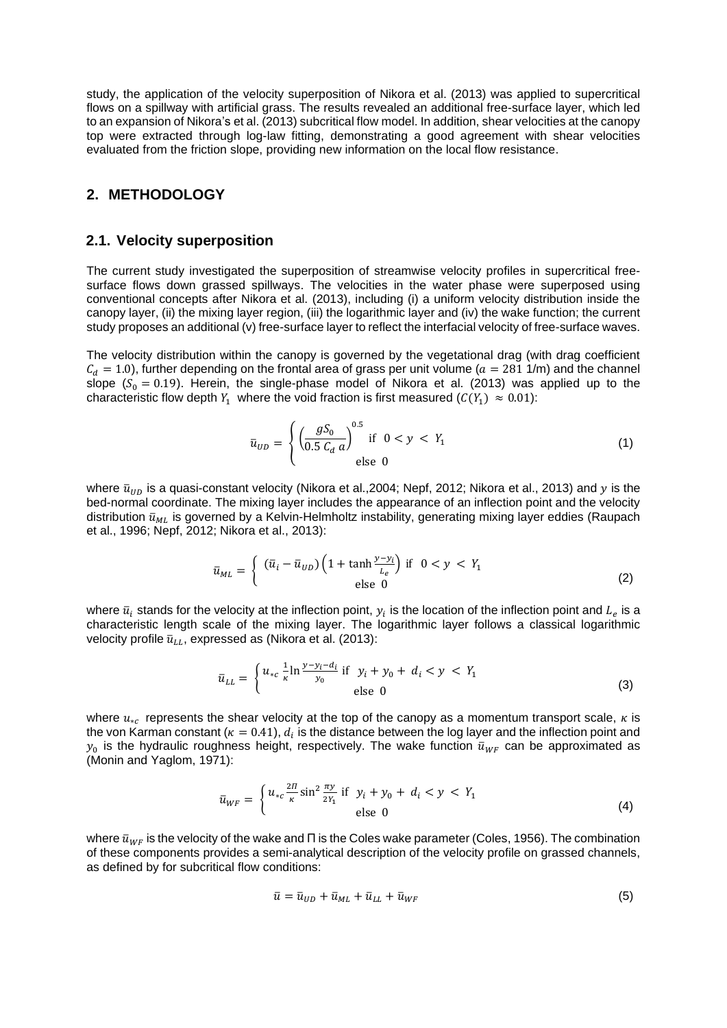study, the application of the velocity superposition of Nikora et al. (2013) was applied to supercritical flows on a spillway with artificial grass. The results revealed an additional free-surface layer, which led to an expansion of Nikora's et al. (2013) subcritical flow model. In addition, shear velocities at the canopy top were extracted through log-law fitting, demonstrating a good agreement with shear velocities evaluated from the friction slope, providing new information on the local flow resistance.

## 2. METHODOLOGY

### 2.1. Velocity superposition

The current study investigated the superposition of streamwise velocity profiles in supercritical free-surface flows down grassed spillways. The velocities in the water phase were superposed using conventional concepts after Nikora et al. (2013), including (i) a uniform velocity distribution inside the canopy layer, (ii) the mixing layer region, (iii) the logarithmic layer and (iv) the wake function; the current study proposes an additional (v) free-surface layer to reflect the interfacial velocity of free-surface waves.

The velocity distribution within the canopy is governed by the vegetational drag (with drag coefficient $C_d = 1.0$), further depending on the frontal area of grass per unit volume ($a = 281$ 1/m) and the channel slope ($S_0 = 0.19$). Herein, the single-phase model of Nikora et al. (2013) was applied up to the characteristic flow depth $Y_1$ where the void fraction is first measured ($C(Y_1) \approx 0.01$):

$$\bar{u}_{UD} = \begin{cases} \left(\dfrac{gS_0}{0.5\, C_d\, a}\right)^{0.5} & \text{if } 0 < y < Y_1 \\ 0 & \text{else} \end{cases} \tag{1}$$

where $\bar{u}_{UD}$ is a quasi-constant velocity (Nikora et al.,2004; Nepf, 2012; Nikora et al., 2013) and $y$ is the bed-normal coordinate. The mixing layer includes the appearance of an inflection point and the velocity distribution $\bar{u}_{ML}$ is governed by a Kelvin-Helmholtz instability, generating mixing layer eddies (Raupach et al., 1996; Nepf, 2012; Nikora et al., 2013):

$$\bar{u}_{ML} = \begin{cases} (\bar{u}_i - \bar{u}_{UD})\left(1 + \tanh\dfrac{y - y_i}{L_e}\right) & \text{if } 0 < y < Y_1 \\ 0 & \text{else} \end{cases} \tag{2}$$

where $\bar{u}_i$ stands for the velocity at the inflection point, $y_i$ is the location of the inflection point and $L_e$ is a characteristic length scale of the mixing layer. The logarithmic layer follows a classical logarithmic velocity profile $\bar{u}_{LL}$, expressed as (Nikora et al. (2013):

$$\bar{u}_{LL} = \begin{cases} u_{*c}\,\dfrac{1}{\kappa}\ln\dfrac{y - y_i - d_i}{y_0} & \text{if } y_i + y_0 + d_i < y < Y_1 \\ 0 & \text{else} \end{cases} \tag{3}$$

where $u_{*c}$ represents the shear velocity at the top of the canopy as a momentum transport scale, $\kappa$ is the von Karman constant ($\kappa = 0.41$), $d_i$ is the distance between the log layer and the inflection point and $y_0$ is the hydraulic roughness height, respectively. The wake function $\bar{u}_{WF}$ can be approximated as (Monin and Yaglom, 1971):

$$\bar{u}_{WF} = \begin{cases} u_{*c}\,\dfrac{2\Pi}{\kappa}\sin^2\dfrac{\pi y}{2Y_1} & \text{if } y_i + y_0 + d_i < y < Y_1 \\ 0 & \text{else} \end{cases} \tag{4}$$

where $\bar{u}_{WF}$ is the velocity of the wake and $\Pi$ is the Coles wake parameter (Coles, 1956). The combination of these components provides a semi-analytical description of the velocity profile on grassed channels, as defined by for subcritical flow conditions:

$$\bar{u} = \bar{u}_{UD} + \bar{u}_{ML} + \bar{u}_{LL} + \bar{u}_{WF} \tag{5}$$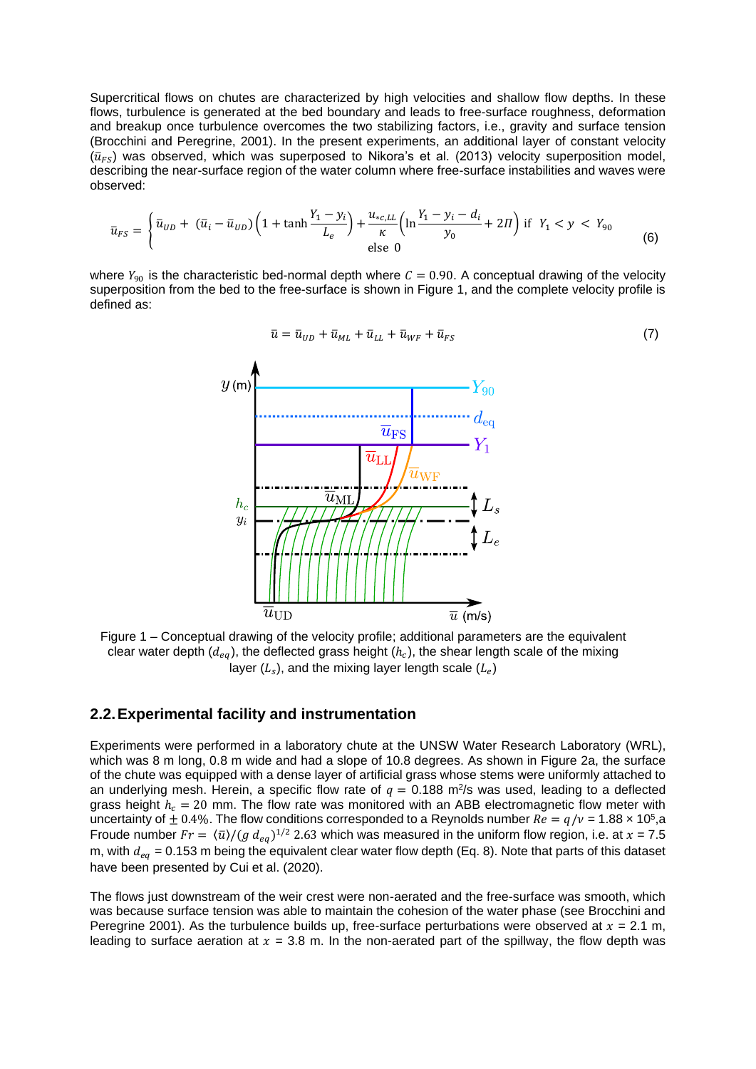Supercritical flows on chutes are characterized by high velocities and shallow flow depths. In these flows, turbulence is generated at the bed boundary and leads to free-surface roughness, deformation and breakup once turbulence overcomes the two stabilizing factors, i.e., gravity and surface tension (Brocchini and Peregrine, 2001). In the present experiments, an additional layer of constant velocity ($\bar{u}_{FS}$) was observed, which was superposed to Nikora's et al. (2013) velocity superposition model, describing the near-surface region of the water column where free-surface instabilities and waves were observed:

$$\bar{u}_{FS} = \begin{cases} \bar{u}_{UD} + (\bar{u}_i - \bar{u}_{UD})\left(1 + \tanh\dfrac{Y_1 - y_i}{L_e}\right) + \dfrac{u_{*c,LL}}{\kappa}\left(\ln\dfrac{Y_1 - y_i - d_i}{y_0} + 2\Pi\right) & \text{if } Y_1 < y < Y_{90} \\ \text{else } 0 \end{cases} \tag{6}$$

where $Y_{90}$ is the characteristic bed-normal depth where $C = 0.90$. A conceptual drawing of the velocity superposition from the bed to the free-surface is shown in Figure 1, and the complete velocity profile is defined as:

$$\bar{u} = \bar{u}_{UD} + \bar{u}_{ML} + \bar{u}_{LL} + \bar{u}_{WF} + \bar{u}_{FS} \tag{7}$$

Figure 1 – Conceptual drawing of the velocity profile; additional parameters are the equivalent clear water depth ($d_{eq}$), the deflected grass height ($h_c$), the shear length scale of the mixing layer ($L_s$), and the mixing layer length scale ($L_e$)

## 2.2. Experimental facility and instrumentation

Experiments were performed in a laboratory chute at the UNSW Water Research Laboratory (WRL), which was 8 m long, 0.8 m wide and had a slope of 10.8 degrees. As shown in Figure 2a, the surface of the chute was equipped with a dense layer of artificial grass whose stems were uniformly attached to an underlying mesh. Herein, a specific flow rate of $q$ = 0.188 m$^2$/s was used, leading to a deflected grass height $h_c = 20$ mm. The flow rate was monitored with an ABB electromagnetic flow meter with uncertainty of $\pm$ 0.4%. The flow conditions corresponded to a Reynolds number $Re = q/\nu$ = 1.88 × 10$^5$, a Froude number $Fr = \langle\bar{u}\rangle/(g\, d_{eq})^{1/2}$ 2.63 which was measured in the uniform flow region, i.e. at $x$ = 7.5 m, with $d_{eq}$ = 0.153 m being the equivalent clear water flow depth (Eq. 8). Note that parts of this dataset have been presented by Cui et al. (2020).

The flows just downstream of the weir crest were non-aerated and the free-surface was smooth, which was because surface tension was able to maintain the cohesion of the water phase (see Brocchini and Peregrine 2001). As the turbulence builds up, free-surface perturbations were observed at $x$ = 2.1 m, leading to surface aeration at $x$ = 3.8 m. In the non-aerated part of the spillway, the flow depth was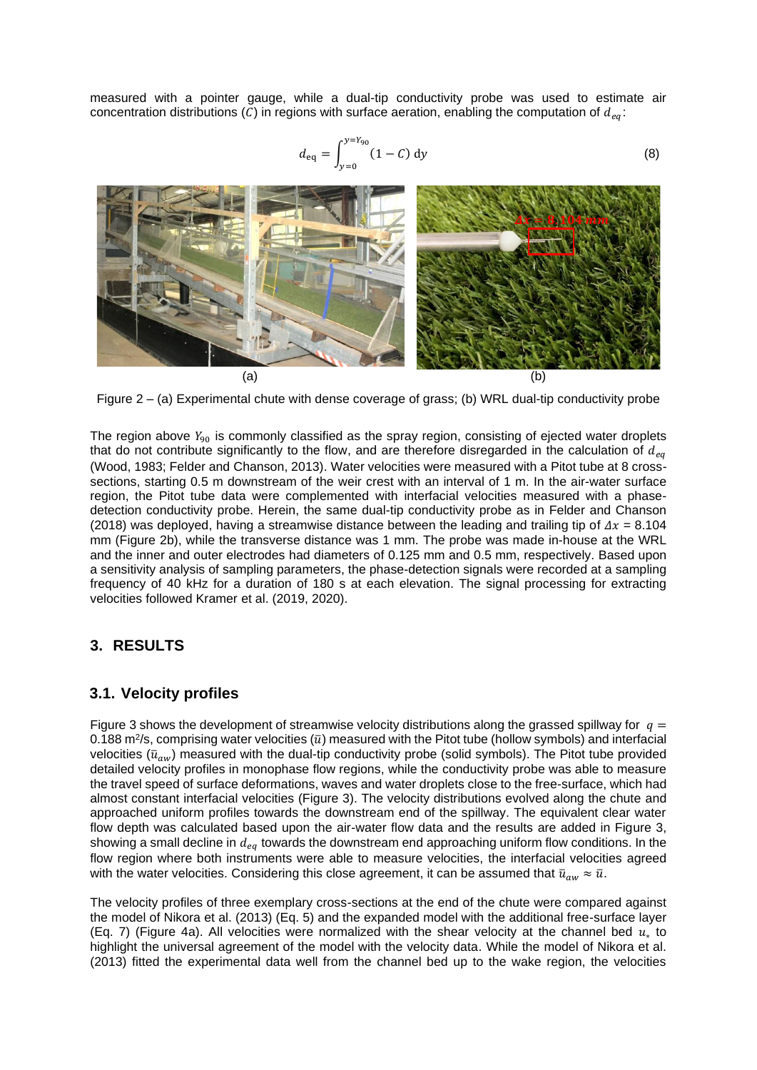measured with a pointer gauge, while a dual-tip conductivity probe was used to estimate air concentration distributions ($C$) in regions with surface aeration, enabling the computation of $d_{eq}$:

$$d_{\mathrm{eq}} = \int_{y=0}^{y=Y_{90}} (1 - C)\, \mathrm{d}y \tag{8}$$

Figure 2 – (a) Experimental chute with dense coverage of grass; (b) WRL dual-tip conductivity probe

The region above $Y_{90}$ is commonly classified as the spray region, consisting of ejected water droplets that do not contribute significantly to the flow, and are therefore disregarded in the calculation of $d_{eq}$ (Wood, 1983; Felder and Chanson, 2013). Water velocities were measured with a Pitot tube at 8 cross-sections, starting 0.5 m downstream of the weir crest with an interval of 1 m. In the air-water surface region, the Pitot tube data were complemented with interfacial velocities measured with a phase-detection conductivity probe. Herein, the same dual-tip conductivity probe as in Felder and Chanson (2018) was deployed, having a streamwise distance between the leading and trailing tip of $\Delta x$ = 8.104 mm (Figure 2b), while the transverse distance was 1 mm. The probe was made in-house at the WRL and the inner and outer electrodes had diameters of 0.125 mm and 0.5 mm, respectively. Based upon a sensitivity analysis of sampling parameters, the phase-detection signals were recorded at a sampling frequency of 40 kHz for a duration of 180 s at each elevation. The signal processing for extracting velocities followed Kramer et al. (2019, 2020).

## 3. RESULTS

### 3.1. Velocity profiles

Figure 3 shows the development of streamwise velocity distributions along the grassed spillway for $q$ = 0.188 m²/s, comprising water velocities ($\bar{u}$) measured with the Pitot tube (hollow symbols) and interfacial velocities ($\bar{u}_{aw}$) measured with the dual-tip conductivity probe (solid symbols). The Pitot tube provided detailed velocity profiles in monophase flow regions, while the conductivity probe was able to measure the travel speed of surface deformations, waves and water droplets close to the free-surface, which had almost constant interfacial velocities (Figure 3). The velocity distributions evolved along the chute and approached uniform profiles towards the downstream end of the spillway. The equivalent clear water flow depth was calculated based upon the air-water flow data and the results are added in Figure 3, showing a small decline in $d_{eq}$ towards the downstream end approaching uniform flow conditions. In the flow region where both instruments were able to measure velocities, the interfacial velocities agreed with the water velocities. Considering this close agreement, it can be assumed that $\bar{u}_{aw} \approx \bar{u}$.

The velocity profiles of three exemplary cross-sections at the end of the chute were compared against the model of Nikora et al. (2013) (Eq. 5) and the expanded model with the additional free-surface layer (Eq. 7) (Figure 4a). All velocities were normalized with the shear velocity at the channel bed $u_*$ to highlight the universal agreement of the model with the velocity data. While the model of Nikora et al. (2013) fitted the experimental data well from the channel bed up to the wake region, the velocities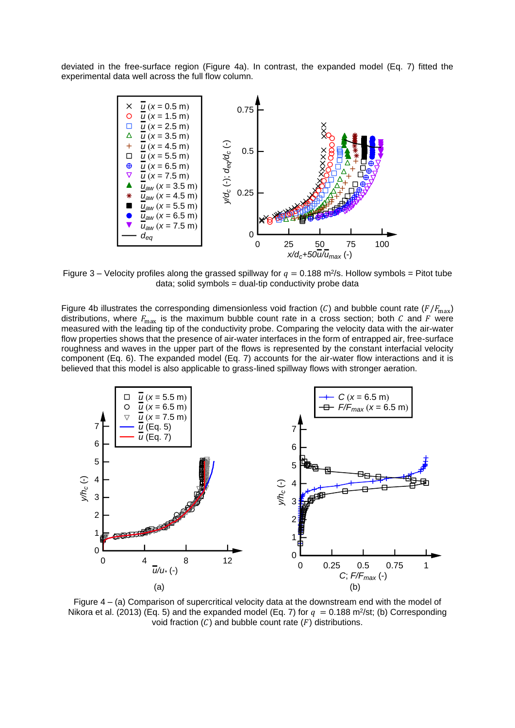deviated in the free-surface region (Figure 4a). In contrast, the expanded model (Eq. 7) fitted the experimental data well across the full flow column.

Figure 3 – Velocity profiles along the grassed spillway for $q$ = 0.188 m²/s. Hollow symbols = Pitot tube data; solid symbols = dual-tip conductivity probe data

Figure 4b illustrates the corresponding dimensionless void fraction ($C$) and bubble count rate ($F/F_{\max}$) distributions, where $F_{\max}$ is the maximum bubble count rate in a cross section; both $C$ and $F$ were measured with the leading tip of the conductivity probe. Comparing the velocity data with the air-water flow properties shows that the presence of air-water interfaces in the form of entrapped air, free-surface roughness and waves in the upper part of the flows is represented by the constant interfacial velocity component (Eq. 6). The expanded model (Eq. 7) accounts for the air-water flow interactions and it is believed that this model is also applicable to grass-lined spillway flows with stronger aeration.

Figure 4 – (a) Comparison of supercritical velocity data at the downstream end with the model of Nikora et al. (2013) (Eq. 5) and the expanded model (Eq. 7) for $q$ = 0.188 m²/st; (b) Corresponding void fraction ($C$) and bubble count rate ($F$) distributions.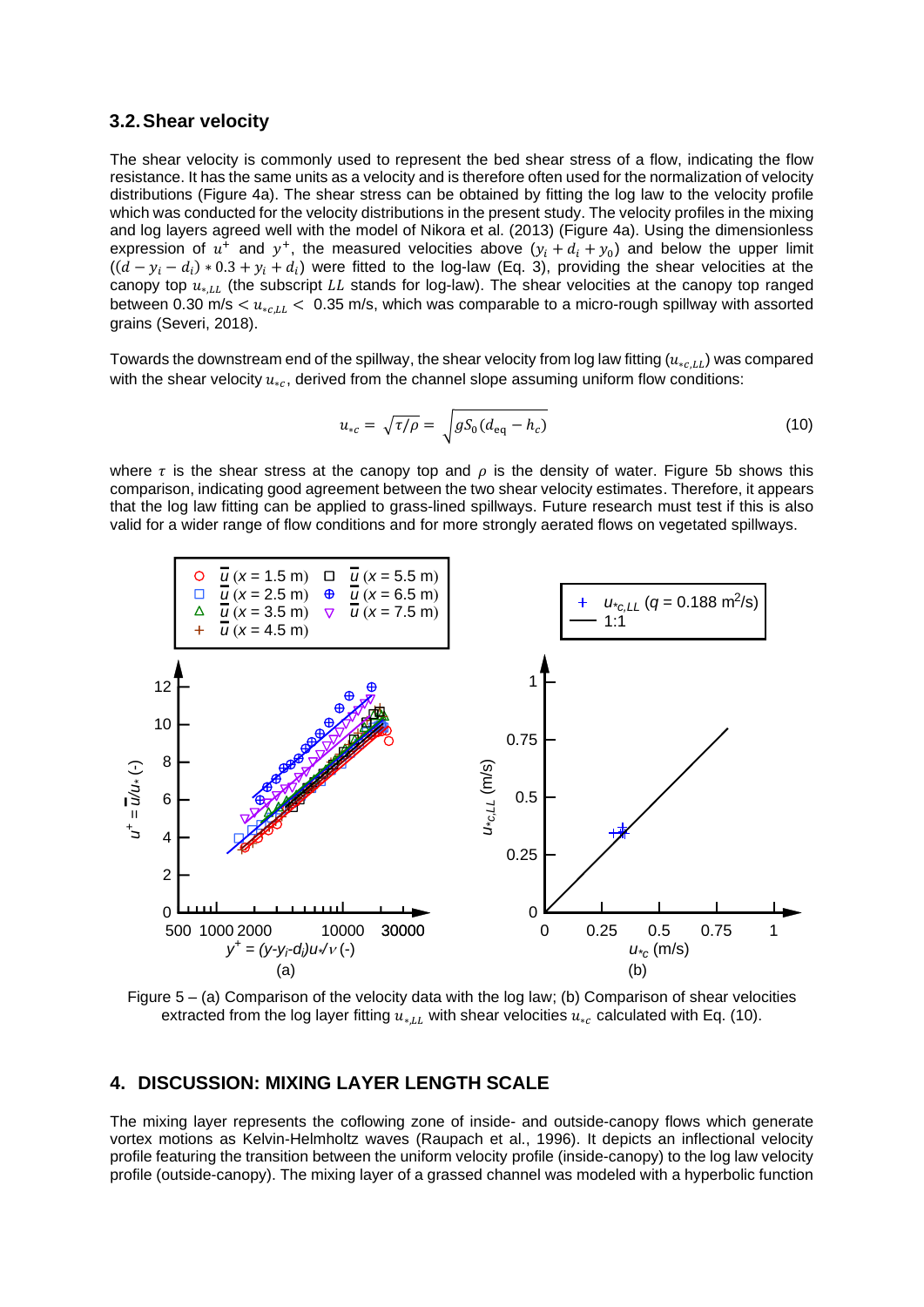### 3.2. Shear velocity

The shear velocity is commonly used to represent the bed shear stress of a flow, indicating the flow resistance. It has the same units as a velocity and is therefore often used for the normalization of velocity distributions (Figure 4a). The shear stress can be obtained by fitting the log law to the velocity profile which was conducted for the velocity distributions in the present study. The velocity profiles in the mixing and log layers agreed well with the model of Nikora et al. (2013) (Figure 4a). Using the dimensionless expression of $u^+$ and $y^+$, the measured velocities above $(y_i + d_i + y_0)$ and below the upper limit $((d - y_i - d_i) * 0.3 + y_i + d_i)$ were fitted to the log-law (Eq. 3), providing the shear velocities at the canopy top $u_{*,LL}$ (the subscript $LL$ stands for log-law). The shear velocities at the canopy top ranged between 0.30 m/s $< u_{*c,LL} <$ 0.35 m/s, which was comparable to a micro-rough spillway with assorted grains (Severi, 2018).

Towards the downstream end of the spillway, the shear velocity from log law fitting ($u_{*c,LL}$) was compared with the shear velocity $u_{*c}$, derived from the channel slope assuming uniform flow conditions:

$$u_{*c} = \sqrt{\tau/\rho} = \sqrt{gS_0(d_{\text{eq}} - h_c)} \tag{10}$$

where $\tau$ is the shear stress at the canopy top and $\rho$ is the density of water. Figure 5b shows this comparison, indicating good agreement between the two shear velocity estimates. Therefore, it appears that the log law fitting can be applied to grass-lined spillways. Future research must test if this is also valid for a wider range of flow conditions and for more strongly aerated flows on vegetated spillways.

Figure 5 – (a) Comparison of the velocity data with the log law; (b) Comparison of shear velocities extracted from the log layer fitting $u_{*,LL}$ with shear velocities $u_{*c}$ calculated with Eq. (10).

## 4. DISCUSSION: MIXING LAYER LENGTH SCALE

The mixing layer represents the coflowing zone of inside- and outside-canopy flows which generate vortex motions as Kelvin-Helmholtz waves (Raupach et al., 1996). It depicts an inflectional velocity profile featuring the transition between the uniform velocity profile (inside-canopy) to the log law velocity profile (outside-canopy). The mixing layer of a grassed channel was modeled with a hyperbolic function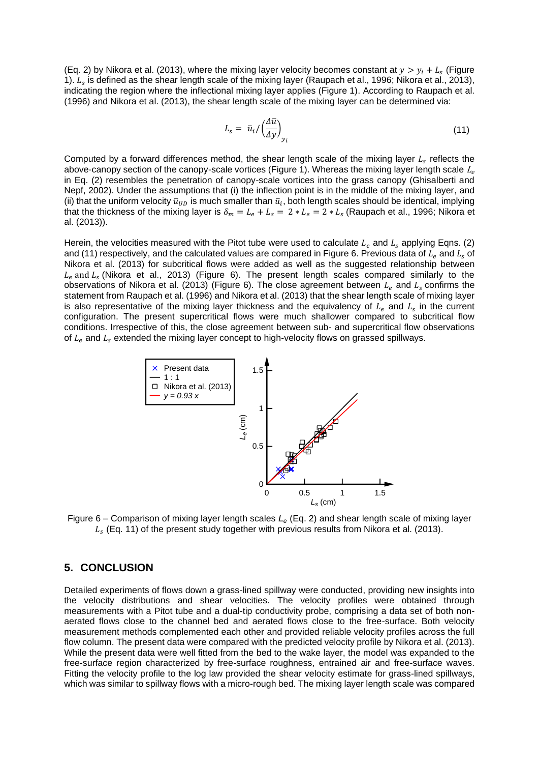(Eq. 2) by Nikora et al. (2013), where the mixing layer velocity becomes constant at $y > y_i + L_s$ (Figure 1). $L_s$ is defined as the shear length scale of the mixing layer (Raupach et al., 1996; Nikora et al., 2013), indicating the region where the inflectional mixing layer applies (Figure 1). According to Raupach et al. (1996) and Nikora et al. (2013), the shear length scale of the mixing layer can be determined via:

$$L_s = \bar{u}_i / \left(\frac{\Delta \bar{u}}{\Delta y}\right)_{y_i} \tag{11}$$

Computed by a forward differences method, the shear length scale of the mixing layer $L_s$ reflects the above-canopy section of the canopy-scale vortices (Figure 1). Whereas the mixing layer length scale $L_e$ in Eq. (2) resembles the penetration of canopy-scale vortices into the grass canopy (Ghisalberti and Nepf, 2002). Under the assumptions that (i) the inflection point is in the middle of the mixing layer, and (ii) that the uniform velocity $\bar{u}_{UD}$ is much smaller than $\bar{u}_i$, both length scales should be identical, implying that the thickness of the mixing layer is $\delta_m = L_e + L_s = 2 * L_e = 2 * L_s$ (Raupach et al., 1996; Nikora et al. (2013)).

Herein, the velocities measured with the Pitot tube were used to calculate $L_e$ and $L_s$ applying Eqns. (2) and (11) respectively, and the calculated values are compared in Figure 6. Previous data of $L_e$ and $L_s$ of Nikora et al. (2013) for subcritical flows were added as well as the suggested relationship between $L_e$ and $L_s$ (Nikora et al., 2013) (Figure 6). The present length scales compared similarly to the observations of Nikora et al. (2013) (Figure 6). The close agreement between $L_e$ and $L_s$ confirms the statement from Raupach et al. (1996) and Nikora et al. (2013) that the shear length scale of mixing layer is also representative of the mixing layer thickness and the equivalency of $L_e$ and $L_s$ in the current configuration. The present supercritical flows were much shallower compared to subcritical flow conditions. Irrespective of this, the close agreement between sub- and supercritical flow observations of $L_e$ and $L_s$ extended the mixing layer concept to high-velocity flows on grassed spillways.

Figure 6 – Comparison of mixing layer length scales $L_e$ (Eq. 2) and shear length scale of mixing layer $L_s$ (Eq. 11) of the present study together with previous results from Nikora et al. (2013).

## 5. CONCLUSION

Detailed experiments of flows down a grass-lined spillway were conducted, providing new insights into the velocity distributions and shear velocities. The velocity profiles were obtained through measurements with a Pitot tube and a dual-tip conductivity probe, comprising a data set of both non-aerated flows close to the channel bed and aerated flows close to the free-surface. Both velocity measurement methods complemented each other and provided reliable velocity profiles across the full flow column. The present data were compared with the predicted velocity profile by Nikora et al. (2013). While the present data were well fitted from the bed to the wake layer, the model was expanded to the free-surface region characterized by free-surface roughness, entrained air and free-surface waves. Fitting the velocity profile to the log law provided the shear velocity estimate for grass-lined spillways, which was similar to spillway flows with a micro-rough bed. The mixing layer length scale was compared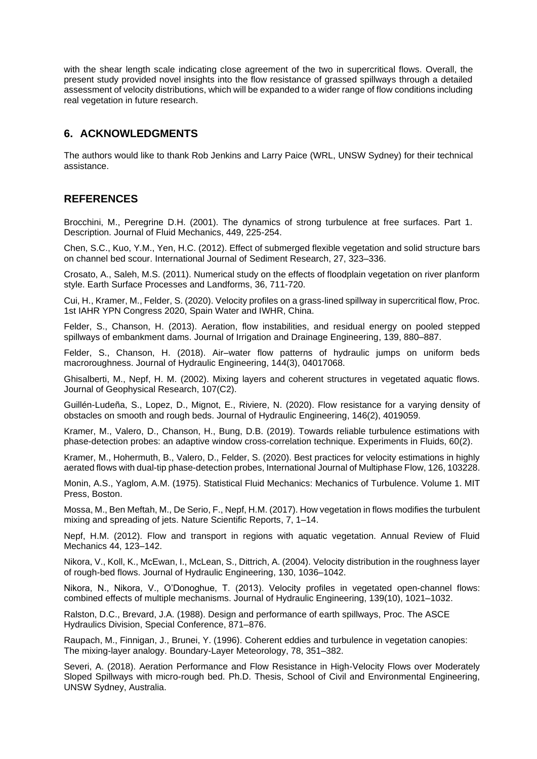with the shear length scale indicating close agreement of the two in supercritical flows. Overall, the present study provided novel insights into the flow resistance of grassed spillways through a detailed assessment of velocity distributions, which will be expanded to a wider range of flow conditions including real vegetation in future research.

## 6. ACKNOWLEDGMENTS

The authors would like to thank Rob Jenkins and Larry Paice (WRL, UNSW Sydney) for their technical assistance.

## REFERENCES

Brocchini, M., Peregrine D.H. (2001). The dynamics of strong turbulence at free surfaces. Part 1. Description. Journal of Fluid Mechanics, 449, 225-254.

Chen, S.C., Kuo, Y.M., Yen, H.C. (2012). Effect of submerged flexible vegetation and solid structure bars on channel bed scour. International Journal of Sediment Research, 27, 323–336.

Crosato, A., Saleh, M.S. (2011). Numerical study on the effects of floodplain vegetation on river planform style. Earth Surface Processes and Landforms, 36, 711-720.

Cui, H., Kramer, M., Felder, S. (2020). Velocity profiles on a grass-lined spillway in supercritical flow, Proc. 1st IAHR YPN Congress 2020, Spain Water and IWHR, China.

Felder, S., Chanson, H. (2013). Aeration, flow instabilities, and residual energy on pooled stepped spillways of embankment dams. Journal of Irrigation and Drainage Engineering, 139, 880–887.

Felder, S., Chanson, H. (2018). Air–water flow patterns of hydraulic jumps on uniform beds macroroughness. Journal of Hydraulic Engineering, 144(3), 04017068.

Ghisalberti, M., Nepf, H. M. (2002). Mixing layers and coherent structures in vegetated aquatic flows. Journal of Geophysical Research, 107(C2).

Guillén-Ludeña, S., Lopez, D., Mignot, E., Riviere, N. (2020). Flow resistance for a varying density of obstacles on smooth and rough beds. Journal of Hydraulic Engineering, 146(2), 4019059.

Kramer, M., Valero, D., Chanson, H., Bung, D.B. (2019). Towards reliable turbulence estimations with phase-detection probes: an adaptive window cross-correlation technique. Experiments in Fluids, 60(2).

Kramer, M., Hohermuth, B., Valero, D., Felder, S. (2020). Best practices for velocity estimations in highly aerated flows with dual-tip phase-detection probes, International Journal of Multiphase Flow, 126, 103228.

Monin, A.S., Yaglom, A.M. (1975). Statistical Fluid Mechanics: Mechanics of Turbulence. Volume 1. MIT Press, Boston.

Mossa, M., Ben Meftah, M., De Serio, F., Nepf, H.M. (2017). How vegetation in flows modifies the turbulent mixing and spreading of jets. Nature Scientific Reports, 7, 1–14.

Nepf, H.M. (2012). Flow and transport in regions with aquatic vegetation. Annual Review of Fluid Mechanics 44, 123–142.

Nikora, V., Koll, K., McEwan, I., McLean, S., Dittrich, A. (2004). Velocity distribution in the roughness layer of rough-bed flows. Journal of Hydraulic Engineering, 130, 1036–1042.

Nikora, N., Nikora, V., O'Donoghue, T. (2013). Velocity profiles in vegetated open-channel flows: combined effects of multiple mechanisms. Journal of Hydraulic Engineering, 139(10), 1021–1032.

Ralston, D.C., Brevard, J.A. (1988). Design and performance of earth spillways, Proc. The ASCE Hydraulics Division, Special Conference, 871–876.

Raupach, M., Finnigan, J., Brunei, Y. (1996). Coherent eddies and turbulence in vegetation canopies: The mixing-layer analogy. Boundary-Layer Meteorology, 78, 351–382.

Severi, A. (2018). Aeration Performance and Flow Resistance in High-Velocity Flows over Moderately Sloped Spillways with micro-rough bed. Ph.D. Thesis, School of Civil and Environmental Engineering, UNSW Sydney, Australia.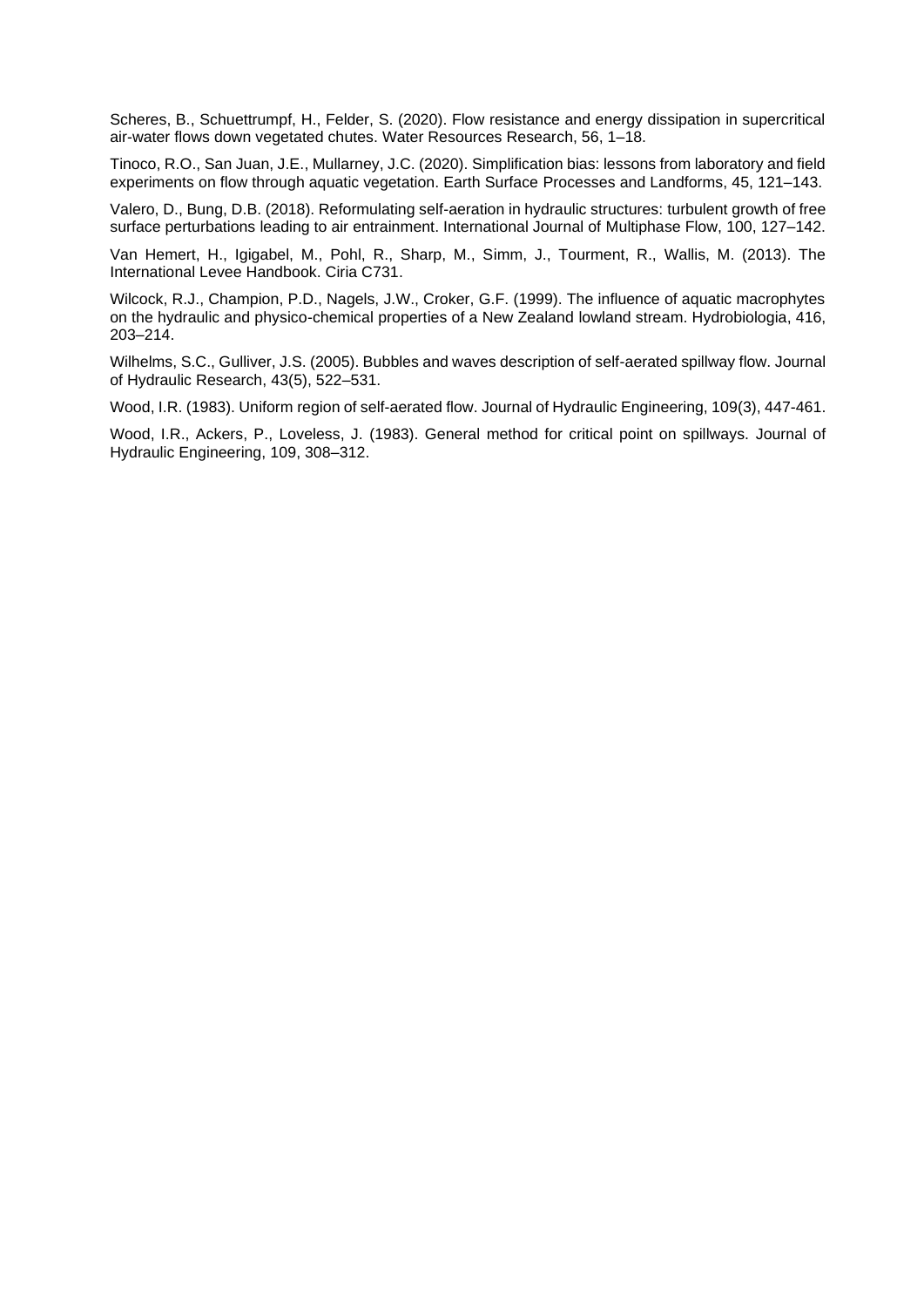Scheres, B., Schuettrumpf, H., Felder, S. (2020). Flow resistance and energy dissipation in supercritical air-water flows down vegetated chutes. Water Resources Research, 56, 1–18.

Tinoco, R.O., San Juan, J.E., Mullarney, J.C. (2020). Simplification bias: lessons from laboratory and field experiments on flow through aquatic vegetation. Earth Surface Processes and Landforms, 45, 121–143.

Valero, D., Bung, D.B. (2018). Reformulating self-aeration in hydraulic structures: turbulent growth of free surface perturbations leading to air entrainment. International Journal of Multiphase Flow, 100, 127–142.

Van Hemert, H., Igigabel, M., Pohl, R., Sharp, M., Simm, J., Tourment, R., Wallis, M. (2013). The International Levee Handbook. Ciria C731.

Wilcock, R.J., Champion, P.D., Nagels, J.W., Croker, G.F. (1999). The influence of aquatic macrophytes on the hydraulic and physico-chemical properties of a New Zealand lowland stream. Hydrobiologia, 416, 203–214.

Wilhelms, S.C., Gulliver, J.S. (2005). Bubbles and waves description of self-aerated spillway flow. Journal of Hydraulic Research, 43(5), 522–531.

Wood, I.R. (1983). Uniform region of self-aerated flow. Journal of Hydraulic Engineering, 109(3), 447-461.

Wood, I.R., Ackers, P., Loveless, J. (1983). General method for critical point on spillways. Journal of Hydraulic Engineering, 109, 308–312.